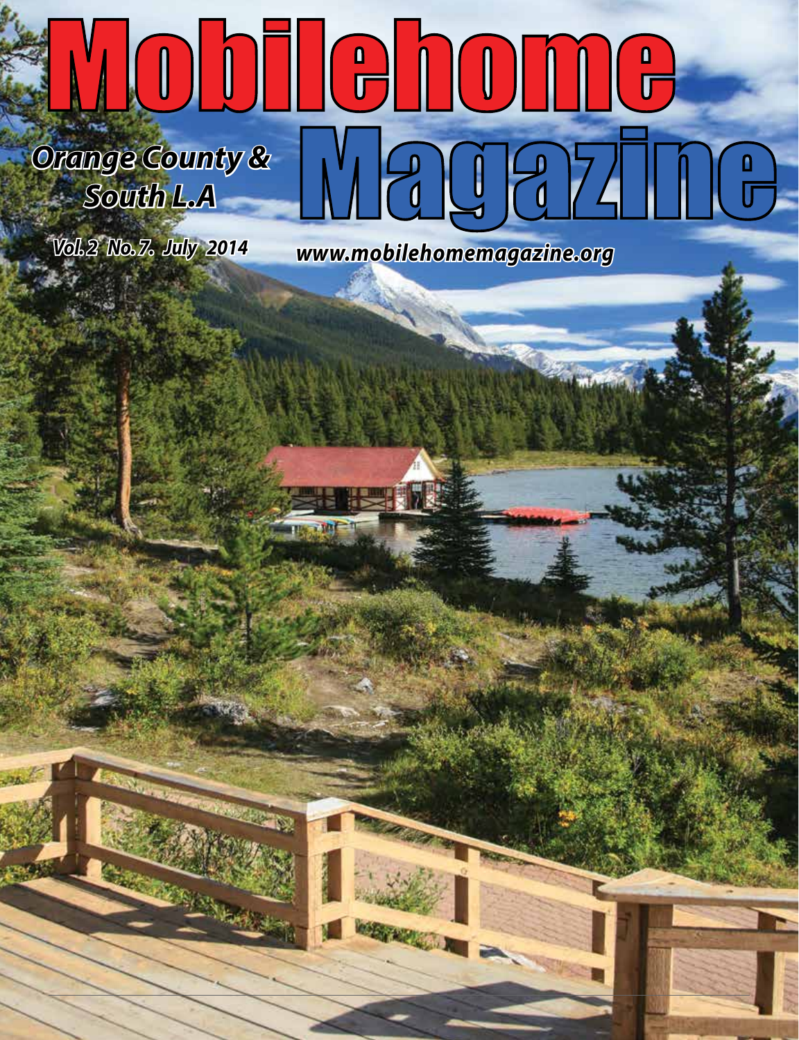# Mobilehome Magazine

*Orange County & South L.A*

*Vol.2 No.7. July 2014*

*www.mobilehomemagazine.org*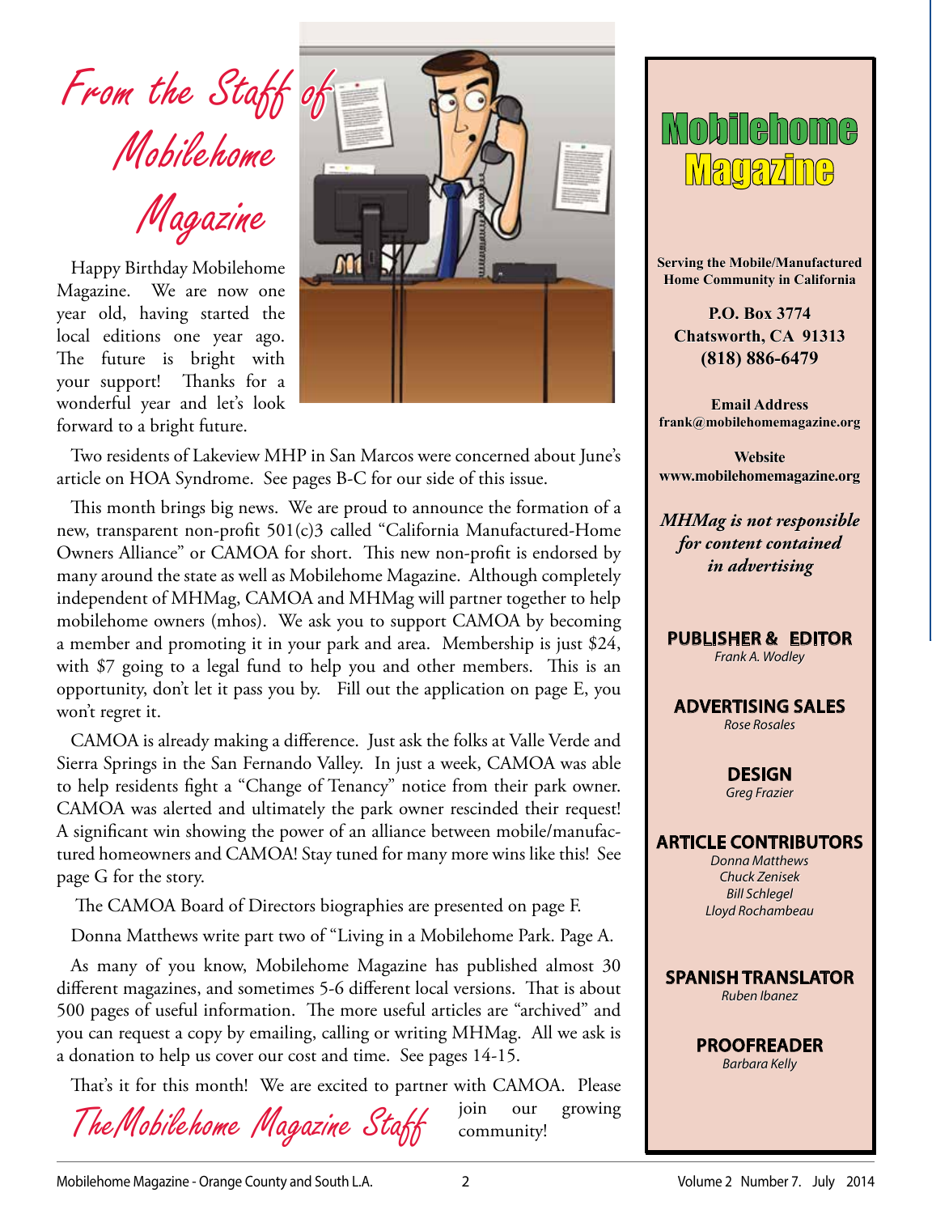# From the Staff of Mobilehome Magazine

Happy Birthday Mobilehome Magazine. We are now one year old, having started the local editions one year ago. The future is bright with your support! Thanks for a wonderful year and let's look forward to a bright future.

Two residents of Lakeview MHP in San Marcos were concerned about June's article on HOA Syndrome. See pages B-C for our side of this issue.

This month brings big news. We are proud to announce the formation of a new, transparent non-profit 501(c)3 called "California Manufactured-Home Owners Alliance" or CAMOA for short. This new non-profit is endorsed by many around the state as well as Mobilehome Magazine. Although completely independent of MHMag, CAMOA and MHMag will partner together to help mobilehome owners (mhos). We ask you to support CAMOA by becoming a member and promoting it in your park and area. Membership is just $24, with $7 going to a legal fund to help you and other members. This is an opportunity, don't let it pass you by. Fill out the application on page E, you won't regret it.

CAMOA is already making a difference. Just ask the folks at Valle Verde and Sierra Springs in the San Fernando Valley. In just a week, CAMOA was able to help residents fight a "Change of Tenancy" notice from their park owner. CAMOA was alerted and ultimately the park owner rescinded their request! A significant win showing the power of an alliance between mobile/manufactured homeowners and CAMOA! Stay tuned for many more wins like this! See page G for the story.

The CAMOA Board of Directors biographies are presented on page F.

Donna Matthews write part two of "Living in a Mobilehome Park. Page A.

As many of you know, Mobilehome Magazine has published almost 30 different magazines, and sometimes 5-6 different local versions. That is about 500 pages of useful information. The more useful articles are "archived" and you can request a copy by emailing, calling or writing MHMag. All we ask is a donation to help us cover our cost and time. See pages 14-15.

That's it for this month! We are excited to partner with CAMOA. Please join our growing community!

*The Mobilehome Magazine Staff*

---

## Mobilehome Magazine

**Serving the Mobile/Manufactured Home Community in California**

**P.O. Box 3774**
**Chatsworth, CA 91313**
**(818) 886-6479**

**Email Address**
**frank@mobilehomemagazine.org**

**Website**
**www.mobilehomemagazine.org**

***MHMag is not responsible for content contained in advertising***

**PUBLISHER & EDITOR**
*Frank A. Wodley*

**ADVERTISING SALES**
*Rose Rosales*

**DESIGN**
*Greg Frazier*

**ARTICLE CONTRIBUTORS**
*Donna Matthews*
*Chuck Zenisek*
*Bill Schlegel*
*Lloyd Rochambeau*

**SPANISH TRANSLATOR**
*Ruben Ibanez*

**PROOFREADER**
*Barbara Kelly*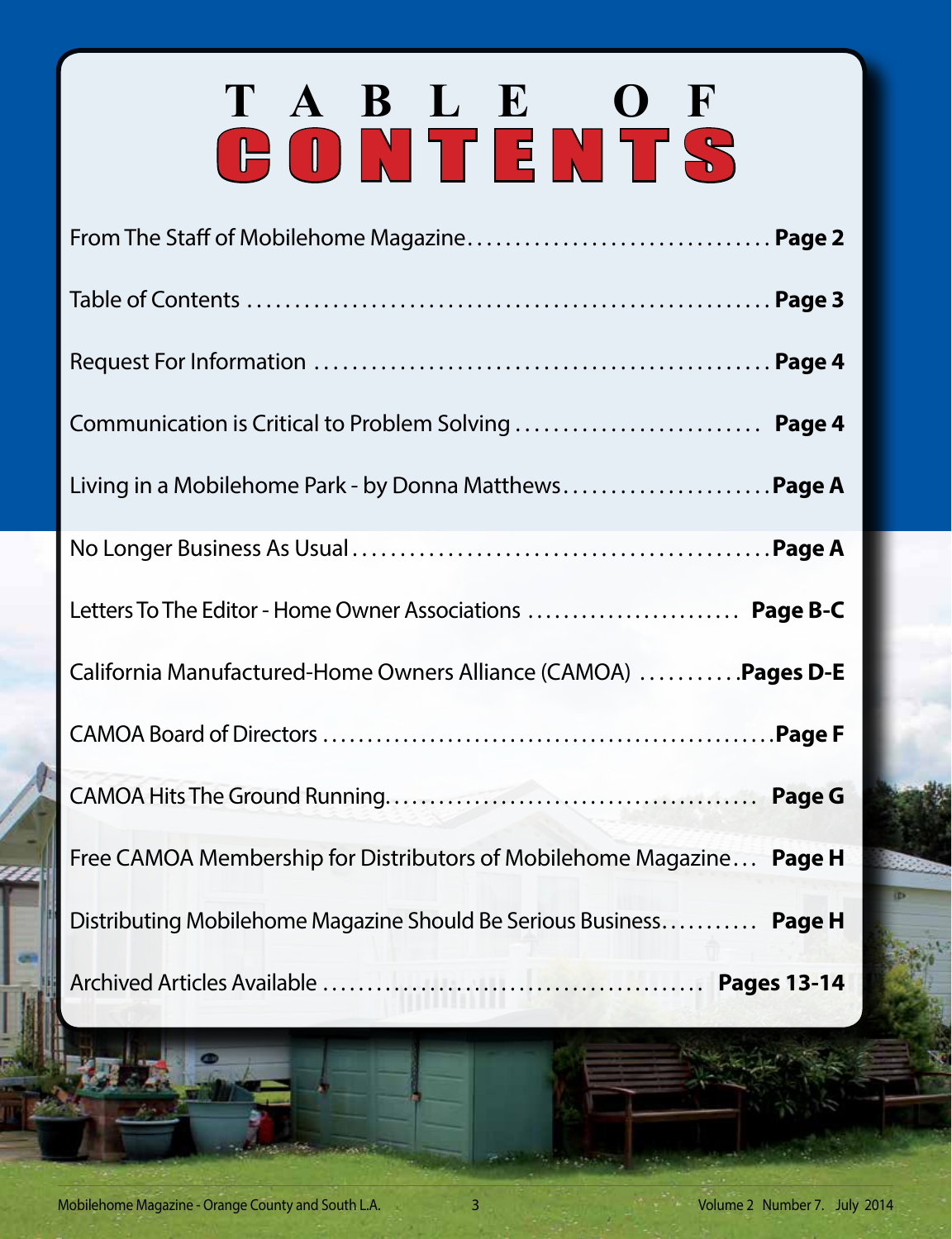# TABLE OF CONTENTS

| | |
|---|---|
| From The Staff of Mobilehome Magazine | **Page 2** |
| Table of Contents | **Page 3** |
| Request For Information | **Page 4** |
| Communication is Critical to Problem Solving | **Page 4** |
| Living in a Mobilehome Park - by Donna Matthews | **Page A** |
| No Longer Business As Usual | **Page A** |
| Letters To The Editor - Home Owner Associations | **Page B-C** |
| California Manufactured-Home Owners Alliance (CAMOA) | **Pages D-E** |
| CAMOA Board of Directors | **Page F** |
| CAMOA Hits The Ground Running | **Page G** |
| Free CAMOA Membership for Distributors of Mobilehome Magazine | **Page H** |
| Distributing Mobilehome Magazine Should Be Serious Business | **Page H** |
| Archived Articles Available | **Pages 13-14** |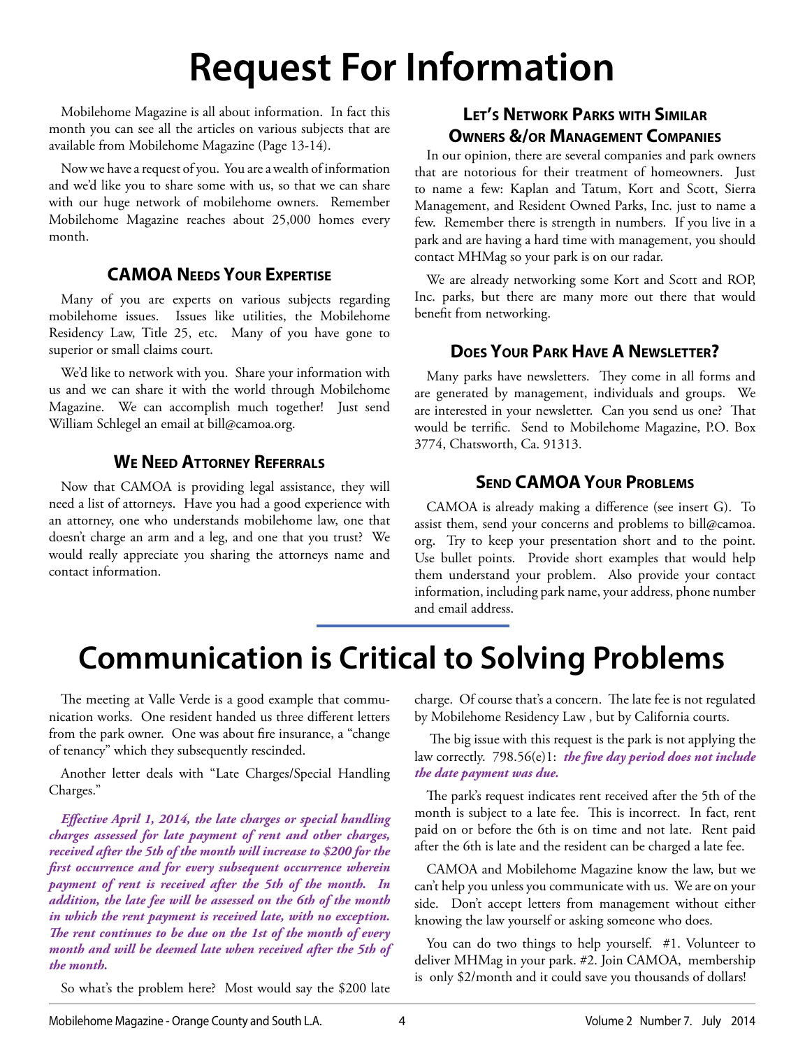# Request For Information

Mobilehome Magazine is all about information. In fact this month you can see all the articles on various subjects that are available from Mobilehome Magazine (Page 13-14).

Now we have a request of you. You are a wealth of information and we'd like you to share some with us, so that we can share with our huge network of mobilehome owners. Remember Mobilehome Magazine reaches about 25,000 homes every month.

### CAMOA Needs Your Expertise

Many of you are experts on various subjects regarding mobilehome issues. Issues like utilities, the Mobilehome Residency Law, Title 25, etc. Many of you have gone to superior or small claims court.

We'd like to network with you. Share your information with us and we can share it with the world through Mobilehome Magazine. We can accomplish much together! Just send William Schlegel an email at bill@camoa.org.

### We Need Attorney Referrals

Now that CAMOA is providing legal assistance, they will need a list of attorneys. Have you had a good experience with an attorney, one who understands mobilehome law, one that doesn't charge an arm and a leg, and one that you trust? We would really appreciate you sharing the attorneys name and contact information.

### Let's Network Parks with Similar Owners &/or Management Companies

In our opinion, there are several companies and park owners that are notorious for their treatment of homeowners. Just to name a few: Kaplan and Tatum, Kort and Scott, Sierra Management, and Resident Owned Parks, Inc. just to name a few. Remember there is strength in numbers. If you live in a park and are having a hard time with management, you should contact MHMag so your park is on our radar.

We are already networking some Kort and Scott and ROP, Inc. parks, but there are many more out there that would benefit from networking.

### Does Your Park Have A Newsletter?

Many parks have newsletters. They come in all forms and are generated by management, individuals and groups. We are interested in your newsletter. Can you send us one? That would be terrific. Send to Mobilehome Magazine, P.O. Box 3774, Chatsworth, Ca. 91313.

### Send CAMOA Your Problems

CAMOA is already making a difference (see insert G). To assist them, send your concerns and problems to bill@camoa.org. Try to keep your presentation short and to the point. Use bullet points. Provide short examples that would help them understand your problem. Also provide your contact information, including park name, your address, phone number and email address.

# Communication is Critical to Solving Problems

The meeting at Valle Verde is a good example that communication works. One resident handed us three different letters from the park owner. One was about fire insurance, a "change of tenancy" which they subsequently rescinded.

Another letter deals with "Late Charges/Special Handling Charges."

***Effective April 1, 2014, the late charges or special handling charges assessed for late payment of rent and other charges, received after the 5th of the month will increase to $200 for the first occurrence and for every subsequent occurrence wherein payment of rent is received after the 5th of the month. In addition, the late fee will be assessed on the 6th of the month in which the rent payment is received late, with no exception. The rent continues to be due on the 1st of the month of every month and will be deemed late when received after the 5th of the month.***

So what's the problem here? Most would say the $200 late charge. Of course that's a concern. The late fee is not regulated by Mobilehome Residency Law , but by California courts.

The big issue with this request is the park is not applying the law correctly. 798.56(e)1: ***the five day period does not include the date payment was due.***

The park's request indicates rent received after the 5th of the month is subject to a late fee. This is incorrect. In fact, rent paid on or before the 6th is on time and not late. Rent paid after the 6th is late and the resident can be charged a late fee.

CAMOA and Mobilehome Magazine know the law, but we can't help you unless you communicate with us. We are on your side. Don't accept letters from management without either knowing the law yourself or asking someone who does.

You can do two things to help yourself. #1. Volunteer to deliver MHMag in your park. #2. Join CAMOA, membership is only $2/month and it could save you thousands of dollars!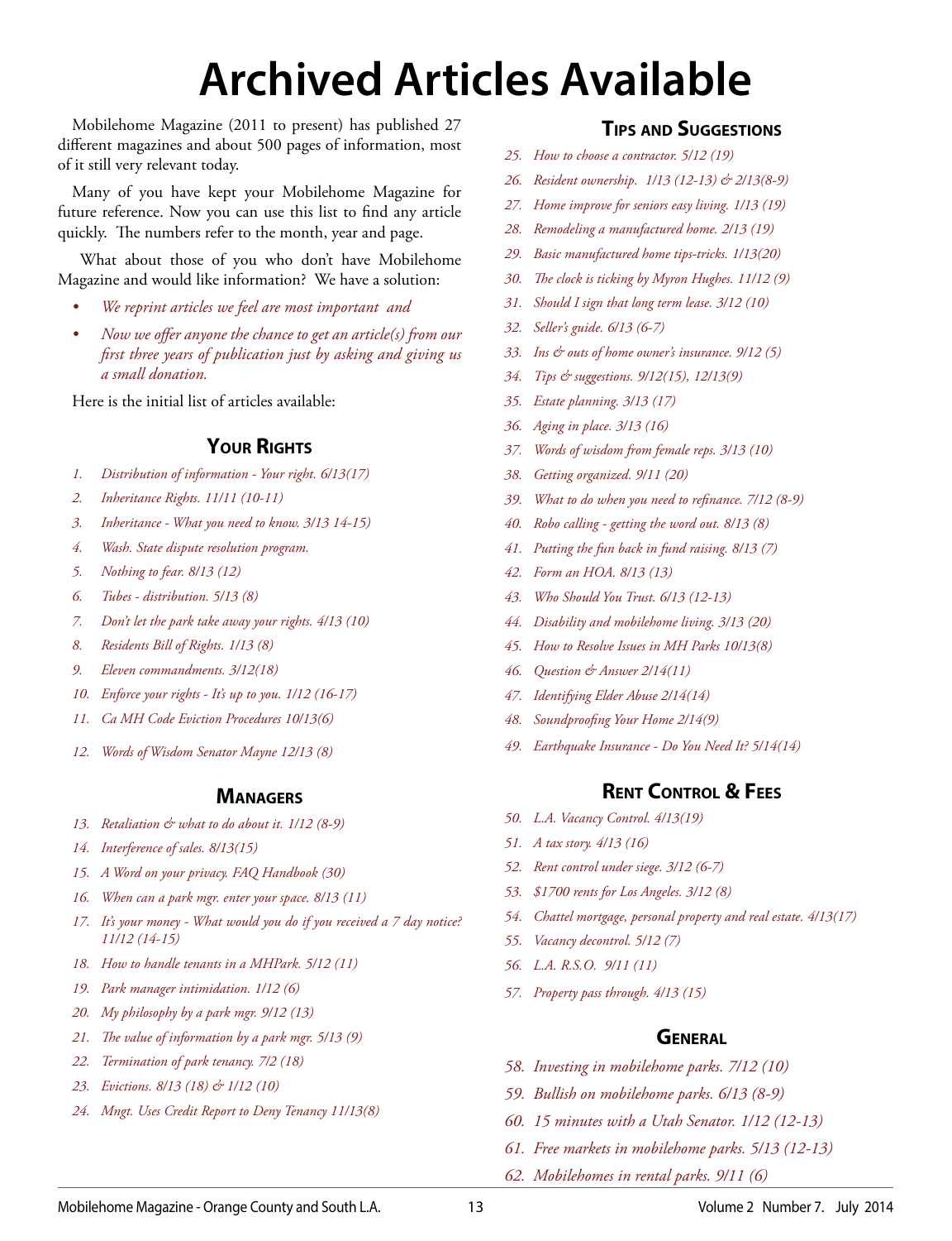# Archived Articles Available

Mobilehome Magazine (2011 to present) has published 27 different magazines and about 500 pages of information, most of it still very relevant today.

Many of you have kept your Mobilehome Magazine for future reference. Now you can use this list to find any article quickly. The numbers refer to the month, year and page.

What about those of you who don't have Mobilehome Magazine and would like information? We have a solution:

- *We reprint articles we feel are most important and*
- *Now we offer anyone the chance to get an article(s) from our first three years of publication just by asking and giving us a small donation.*

Here is the initial list of articles available:

## Your Rights

1. *Distribution of information - Your right. 6/13(17)*
2. *Inheritance Rights. 11/11 (10-11)*
3. *Inheritance - What you need to know. 3/13 14-15)*
4. *Wash. State dispute resolution program.*
5. *Nothing to fear. 8/13 (12)*
6. *Tubes - distribution. 5/13 (8)*
7. *Don't let the park take away your rights. 4/13 (10)*
8. *Residents Bill of Rights. 1/13 (8)*
9. *Eleven commandments. 3/12(18)*
10. *Enforce your rights - It's up to you. 1/12 (16-17)*
11. *Ca MH Code Eviction Procedures 10/13(6)*
12. *Words of Wisdom Senator Mayne 12/13 (8)*

## Managers

13. *Retaliation & what to do about it. 1/12 (8-9)*
14. *Interference of sales. 8/13(15)*
15. *A Word on your privacy. FAQ Handbook (30)*
16. *When can a park mgr. enter your space. 8/13 (11)*
17. *It's your money - What would you do if you received a 7 day notice? 11/12 (14-15)*
18. *How to handle tenants in a MHPark. 5/12 (11)*
19. *Park manager intimidation. 1/12 (6)*
20. *My philosophy by a park mgr. 9/12 (13)*
21. *The value of information by a park mgr. 5/13 (9)*
22. *Termination of park tenancy. 7/2 (18)*
23. *Evictions. 8/13 (18) & 1/12 (10)*
24. *Mngt. Uses Credit Report to Deny Tenancy 11/13(8)*

## Tips and Suggestions

25. *How to choose a contractor. 5/12 (19)*
26. *Resident ownership. 1/13 (12-13) & 2/13(8-9)*
27. *Home improve for seniors easy living. 1/13 (19)*
28. *Remodeling a manufactured home. 2/13 (19)*
29. *Basic manufactured home tips-tricks. 1/13(20)*
30. *The clock is ticking by Myron Hughes. 11/12 (9)*
31. *Should I sign that long term lease. 3/12 (10)*
32. *Seller's guide. 6/13 (6-7)*
33. *Ins & outs of home owner's insurance. 9/12 (5)*
34. *Tips & suggestions. 9/12(15), 12/13(9)*
35. *Estate planning. 3/13 (17)*
36. *Aging in place. 3/13 (16)*
37. *Words of wisdom from female reps. 3/13 (10)*
38. *Getting organized. 9/11 (20)*
39. *What to do when you need to refinance. 7/12 (8-9)*
40. *Robo calling - getting the word out. 8/13 (8)*
41. *Putting the fun back in fund raising. 8/13 (7)*
42. *Form an HOA. 8/13 (13)*
43. *Who Should You Trust. 6/13 (12-13)*
44. *Disability and mobilehome living. 3/13 (20)*
45. *How to Resolve Issues in MH Parks 10/13(8)*
46. *Question & Answer 2/14(11)*
47. *Identifying Elder Abuse 2/14(14)*
48. *Soundproofing Your Home 2/14(9)*
49. *Earthquake Insurance - Do You Need It? 5/14(14)*

## Rent Control & Fees

50. *L.A. Vacancy Control. 4/13(19)*
51. *A tax story. 4/13 (16)*
52. *Rent control under siege. 3/12 (6-7)*
53. *$1700 rents for Los Angeles. 3/12 (8)*
54. *Chattel mortgage, personal property and real estate. 4/13(17)*
55. *Vacancy decontrol. 5/12 (7)*
56. *L.A. R.S.O. 9/11 (11)*
57. *Property pass through. 4/13 (15)*

## General

58. *Investing in mobilehome parks. 7/12 (10)*
59. *Bullish on mobilehome parks. 6/13 (8-9)*
60. *15 minutes with a Utah Senator. 1/12 (12-13)*
61. *Free markets in mobilehome parks. 5/13 (12-13)*
62. *Mobilehomes in rental parks. 9/11 (6)*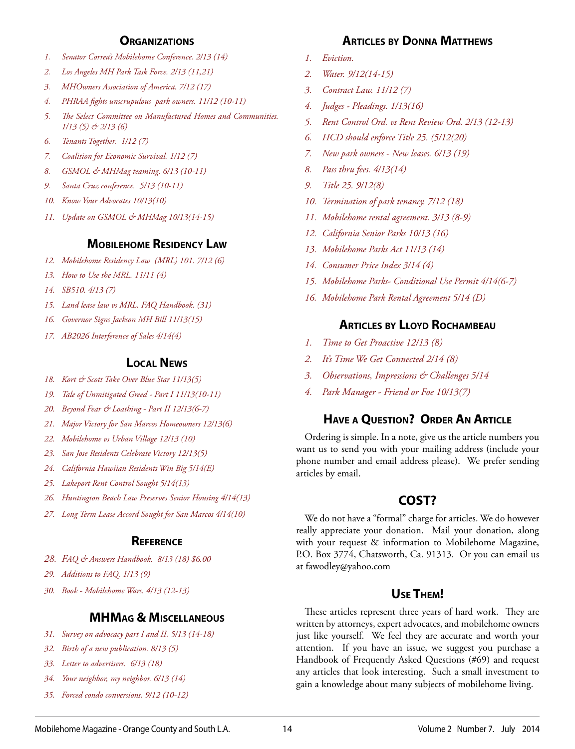## Organizations

1. *Senator Correa's Mobilehome Conference. 2/13 (14)*
2. *Los Angeles MH Park Task Force. 2/13 (11,21)*
3. *MHOwners Association of America. 7/12 (17)*
4. *PHRAA fights unscrupulous park owners. 11/12 (10-11)*
5. *The Select Committee on Manufactured Homes and Communities. 1/13 (5) & 2/13 (6)*
6. *Tenants Together. 1/12 (7)*
7. *Coalition for Economic Survival. 1/12 (7)*
8. *GSMOL & MHMag teaming. 6/13 (10-11)*
9. *Santa Cruz conference. 5/13 (10-11)*
10. *Know Your Advocates 10/13(10)*
11. *Update on GSMOL & MHMag 10/13(14-15)*

## Mobilehome Residency Law

12. *Mobilehome Residency Law (MRL) 101. 7/12 (6)*
13. *How to Use the MRL. 11/11 (4)*
14. *SB510. 4/13 (7)*
15. *Land lease law vs MRL. FAQ Handbook. (31)*
16. *Governor Signs Jackson MH Bill 11/13(15)*
17. *AB2026 Interference of Sales 4/14(4)*

## Local News

18. *Kort & Scott Take Over Blue Star 11/13(5)*
19. *Tale of Unmitigated Greed - Part I 11/13(10-11)*
20. *Beyond Fear & Loathing - Part II 12/13(6-7)*
21. *Major Victory for San Marcos Homeowners 12/13(6)*
22. *Mobilehome vs Urban Village 12/13 (10)*
23. *San Jose Residents Celebrate Victory 12/13(5)*
24. *California Hawiian Residents Win Big 5/14(E)*
25. *Lakeport Rent Control Sought 5/14(13)*
26. *Huntington Beach Law Preserves Senior Housing 4/14(13)*
27. *Long Term Lease Accord Sought for San Marcos 4/14(10)*

## Reference

28. *FAQ & Answers Handbook. 8/13 (18) $6.00*
29. *Additions to FAQ. 1/13 (9)*
30. *Book - Mobilehome Wars. 4/13 (12-13)*

## MHMag & Miscellaneous

31. *Survey on advocacy part I and II. 5/13 (14-18)*
32. *Birth of a new publication. 8/13 (5)*
33. *Letter to advertisers. 6/13 (18)*
34. *Your neighbor, my neighbor. 6/13 (14)*
35. *Forced condo conversions. 9/12 (10-12)*

## Articles by Donna Matthews

1. *Eviction.*
2. *Water. 9/12(14-15)*
3. *Contract Law. 11/12 (7)*
4. *Judges - Pleadings. 1/13(16)*
5. *Rent Control Ord. vs Rent Review Ord. 2/13 (12-13)*
6. *HCD should enforce Title 25. (5/12(20)*
7. *New park owners - New leases. 6/13 (19)*
8. *Pass thru fees. 4/13(14)*
9. *Title 25. 9/12(8)*
10. *Termination of park tenancy. 7/12 (18)*
11. *Mobilehome rental agreement. 3/13 (8-9)*
12. *California Senior Parks 10/13 (16)*
13. *Mobilehome Parks Act 11/13 (14)*
14. *Consumer Price Index 3/14 (4)*
15. *Mobilehome Parks- Conditional Use Permit 4/14(6-7)*
16. *Mobilehome Park Rental Agreement 5/14 (D)*

## Articles by Lloyd Rochambeau

1. *Time to Get Proactive 12/13 (8)*
2. *It's Time We Get Connected 2/14 (8)*
3. *Observations, Impressions & Challenges 5/14*
4. *Park Manager - Friend or Foe 10/13(7)*

## Have a Question? Order An Article

Ordering is simple. In a note, give us the article numbers you want us to send you with your mailing address (include your phone number and email address please). We prefer sending articles by email.

## COST?

We do not have a "formal" charge for articles. We do however really appreciate your donation. Mail your donation, along with your request & information to Mobilehome Magazine, P.O. Box 3774, Chatsworth, Ca. 91313. Or you can email us at fawodley@yahoo.com

## Use Them!

These articles represent three years of hard work. They are written by attorneys, expert advocates, and mobilehome owners just like yourself. We feel they are accurate and worth your attention. If you have an issue, we suggest you purchase a Handbook of Frequently Asked Questions (#69) and request any articles that look interesting. Such a small investment to gain a knowledge about many subjects of mobilehome living.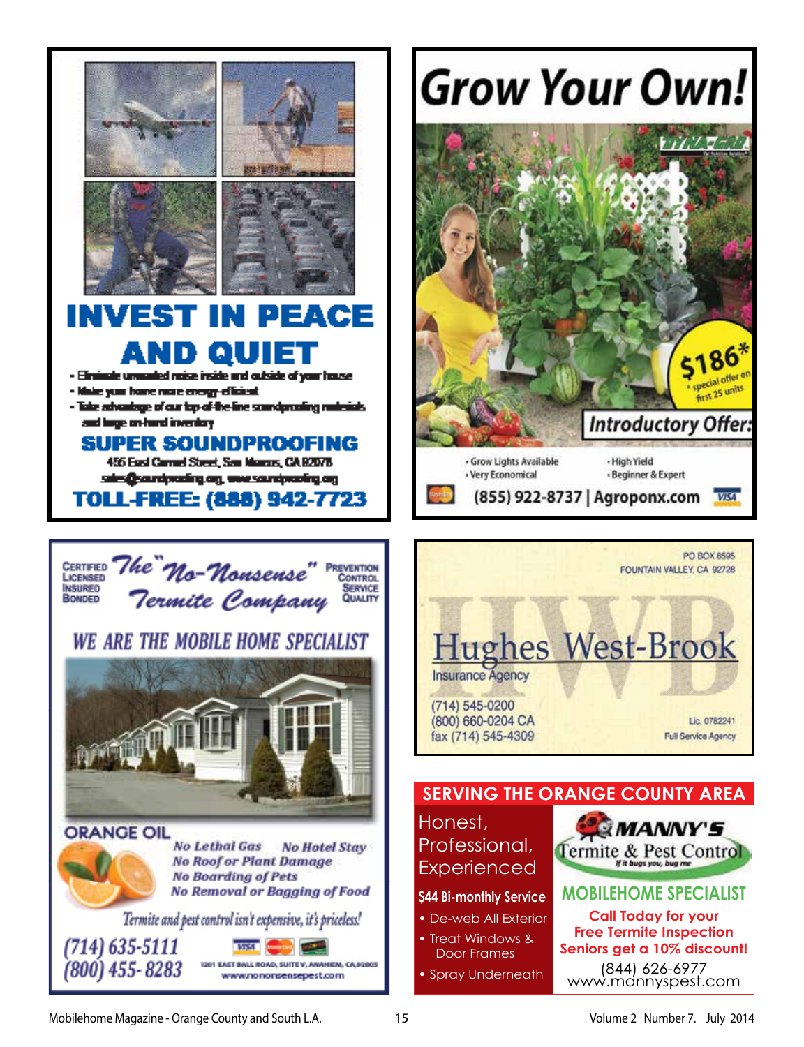# INVEST IN PEACE AND QUIET

- Eliminate unwanted noise inside and outside of your house
- Make your home more energy-efficient
- Take advantage of our top-of-the-line soundproofing materials and large on-hand inventory

## SUPER SOUNDPROOFING

456 East Carmel Street, San Marcos, CA 92078

sales@soundproofing.org, www.soundproofing.org

**TOLL-FREE: (888) 942-7723**

# Grow Your Own!

DYNA-GRO

$186*

* special offer on first 25 units

**Introductory Offer:**

- Grow Lights Available
- Very Economical
- High Yield
- Beginner & Expert

(855) 922-8737 | Agroponx.com

CERTIFIED LICENSED INSURED BONDED

# The "No-Nonsense" Termite Company

PREVENTION CONTROL SERVICE QUALITY

## WE ARE THE MOBILE HOME SPECIALIST

**ORANGE OIL**

*No Lethal Gas* *No Hotel Stay*
*No Roof or Plant Damage*
*No Boarding of Pets*
*No Removal or Bagging of Food*

*Termite and pest control isn't expensive, it's priceless!*

(714) 635-5111
(800) 455-8283

1201 EAST BALL ROAD, SUITE V, ANAHEIM, CA 92805
www.nononsensepest.com

PO BOX 8595
FOUNTAIN VALLEY, CA 92728

# Hughes West-Brook

Insurance Agency

(714) 545-0200
(800) 660-0204 CA
fax (714) 545-4309

Lic. 0782241
Full Service Agency

## SERVING THE ORANGE COUNTY AREA

Honest, Professional, Experienced

**$44 Bi-monthly Service**

- De-web All Exterior
- Treat Windows & Door Frames
- Spray Underneath

# MANNY'S Termite & Pest Control

*If it bugs you, bug me*

**MOBILEHOME SPECIALIST**

**Call Today for your Free Termite Inspection**
**Seniors get a 10% discount!**

(844) 626-6977
www.mannyspest.com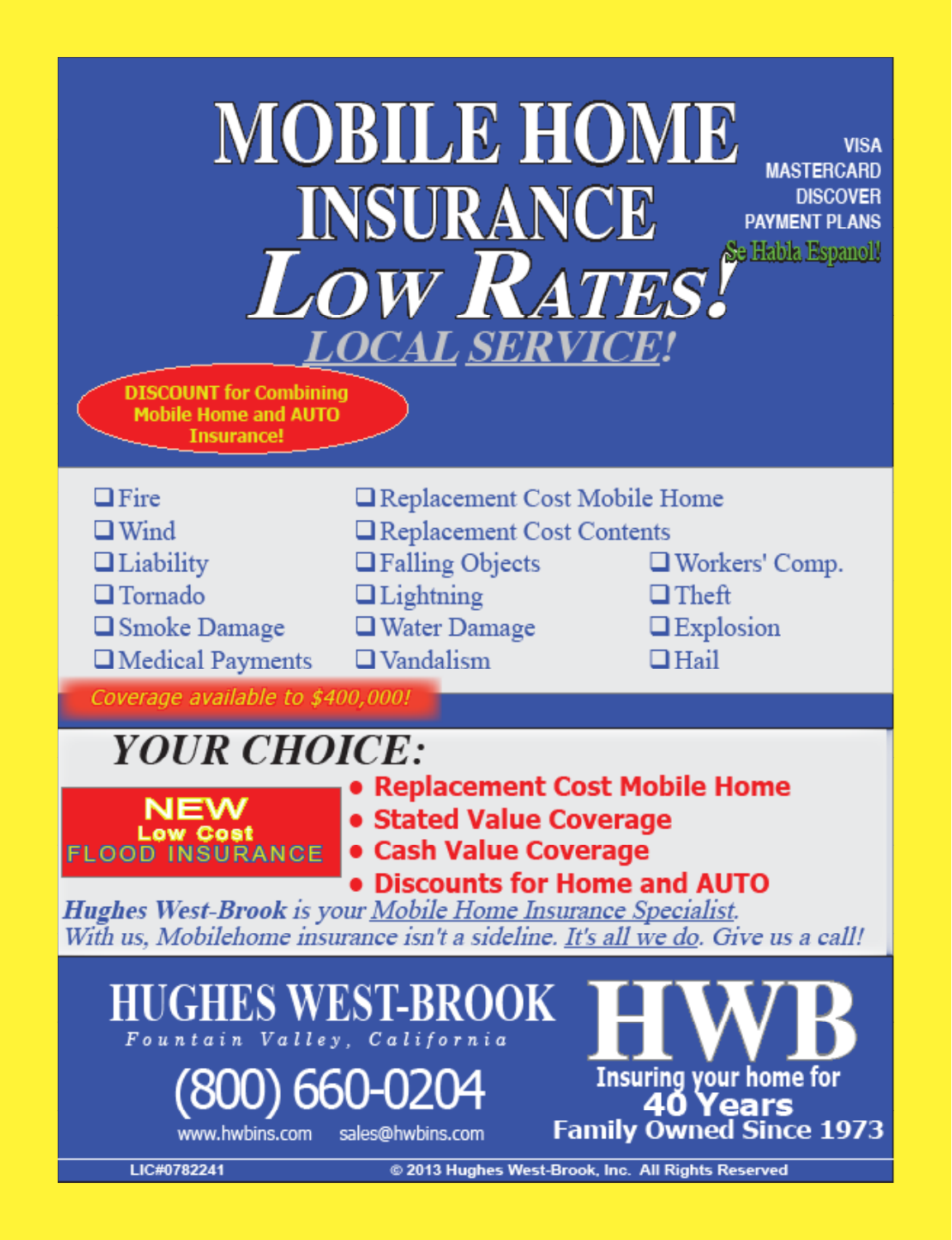# MOBILE HOME INSURANCE

## *LOW RATES!*

### *LOCAL SERVICE!*

VISA
MASTERCARD
DISCOVER
PAYMENT PLANS

*Se Habla Espanol!*

**DISCOUNT for Combining Mobile Home and AUTO Insurance!**

- ❑ Fire
- ❑ Wind
- ❑ Liability
- ❑ Tornado
- ❑ Smoke Damage
- ❑ Medical Payments
- ❑ Replacement Cost Mobile Home
- ❑ Replacement Cost Contents
- ❑ Falling Objects
- ❑ Lightning
- ❑ Water Damage
- ❑ Vandalism
- ❑ Workers' Comp.
- ❑ Theft
- ❑ Explosion
- ❑ Hail

*Coverage available to $400,000!*

## *YOUR CHOICE:*

**NEW**
**Low Cost**
**FLOOD INSURANCE**

- **Replacement Cost Mobile Home**
- **Stated Value Coverage**
- **Cash Value Coverage**
- **Discounts for Home and AUTO**

***Hughes West-Brook*** *is your Mobile Home Insurance Specialist.*
*With us, Mobilehome insurance isn't a sideline. It's all we do. Give us a call!*

# HUGHES WEST-BROOK

*Fountain Valley, California*

**(800) 660-0204**

www.hwbins.com sales@hwbins.com

# HWB

**Insuring your home for 40 Years**
**Family Owned Since 1973**

LIC#0782241

© 2013 Hughes West-Brook, Inc. All Rights Reserved